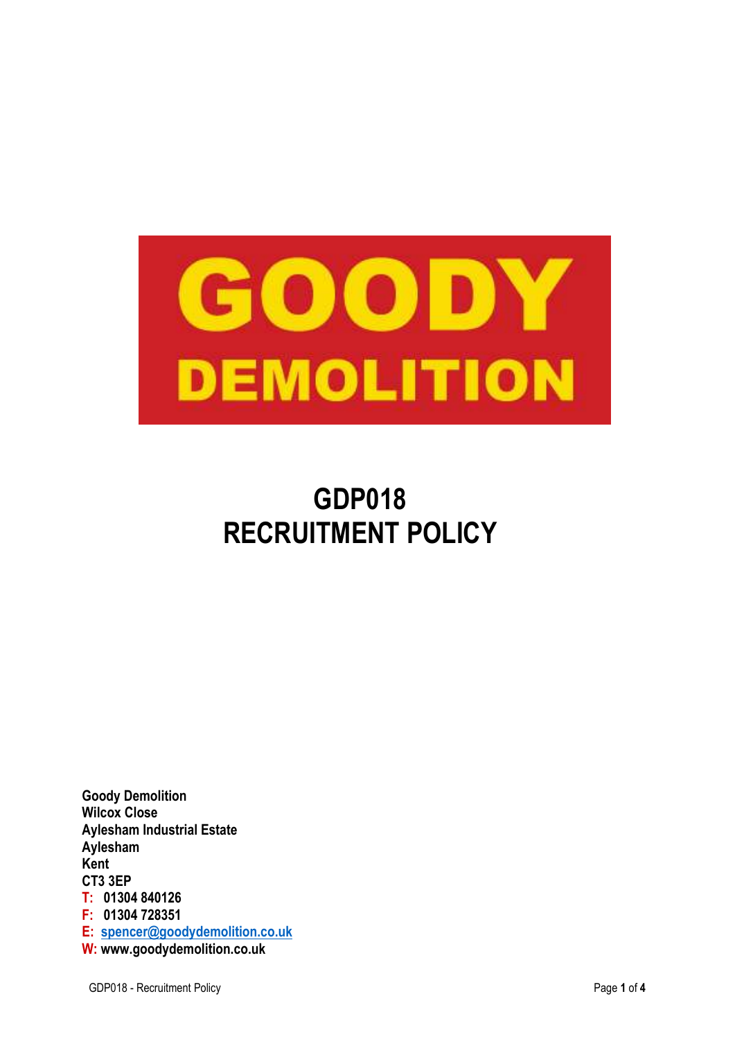GOODY

DEMOLITION

# GDP018
# RECRUITMENT POLICY

**Goody Demolition**
**Wilcox Close**
**Aylesham Industrial Estate**
**Aylesham**
**Kent**
**CT3 3EP**
**T: 01304 840126**
**F: 01304 728351**
**E: spencer@goodydemolition.co.uk**
**W: www.goodydemolition.co.uk**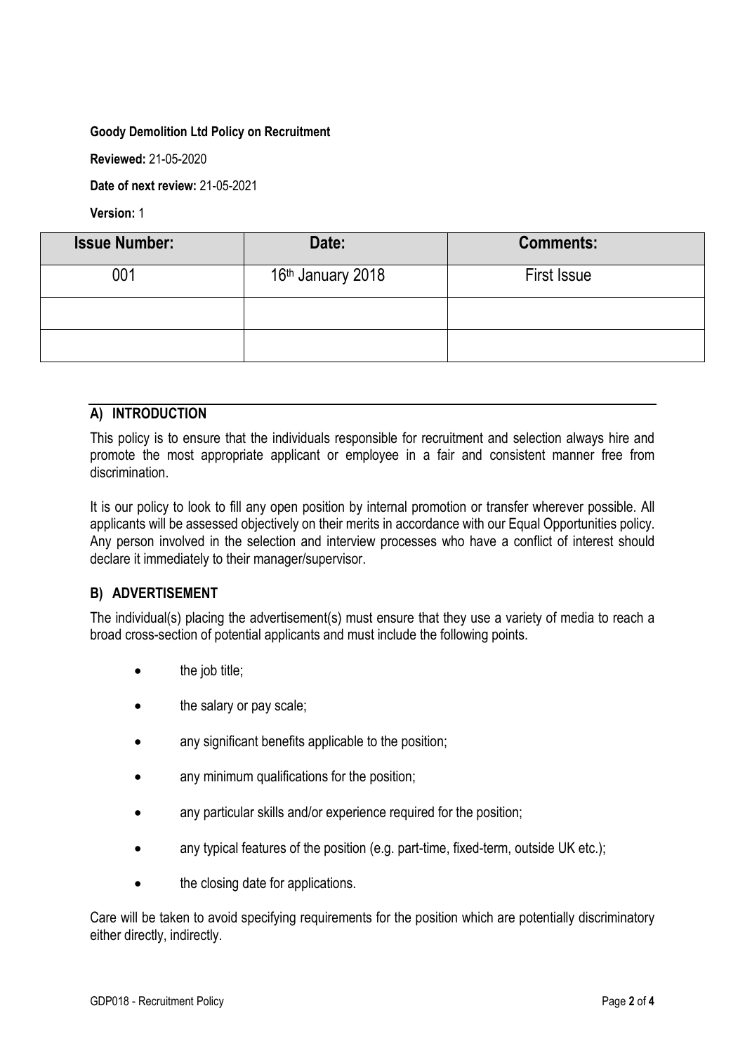**Goody Demolition Ltd Policy on Recruitment**

**Reviewed:** 21-05-2020

**Date of next review:** 21-05-2021

**Version:** 1

| Issue Number: | Date: | Comments: |
| --- | --- | --- |
| 001 | 16th January 2018 | First Issue |
| | | |
| | | |

## A) INTRODUCTION

This policy is to ensure that the individuals responsible for recruitment and selection always hire and promote the most appropriate applicant or employee in a fair and consistent manner free from discrimination.

It is our policy to look to fill any open position by internal promotion or transfer wherever possible. All applicants will be assessed objectively on their merits in accordance with our Equal Opportunities policy. Any person involved in the selection and interview processes who have a conflict of interest should declare it immediately to their manager/supervisor.

## B) ADVERTISEMENT

The individual(s) placing the advertisement(s) must ensure that they use a variety of media to reach a broad cross-section of potential applicants and must include the following points.

- the job title;
- the salary or pay scale;
- any significant benefits applicable to the position;
- any minimum qualifications for the position;
- any particular skills and/or experience required for the position;
- any typical features of the position (e.g. part-time, fixed-term, outside UK etc.);
- the closing date for applications.

Care will be taken to avoid specifying requirements for the position which are potentially discriminatory either directly, indirectly.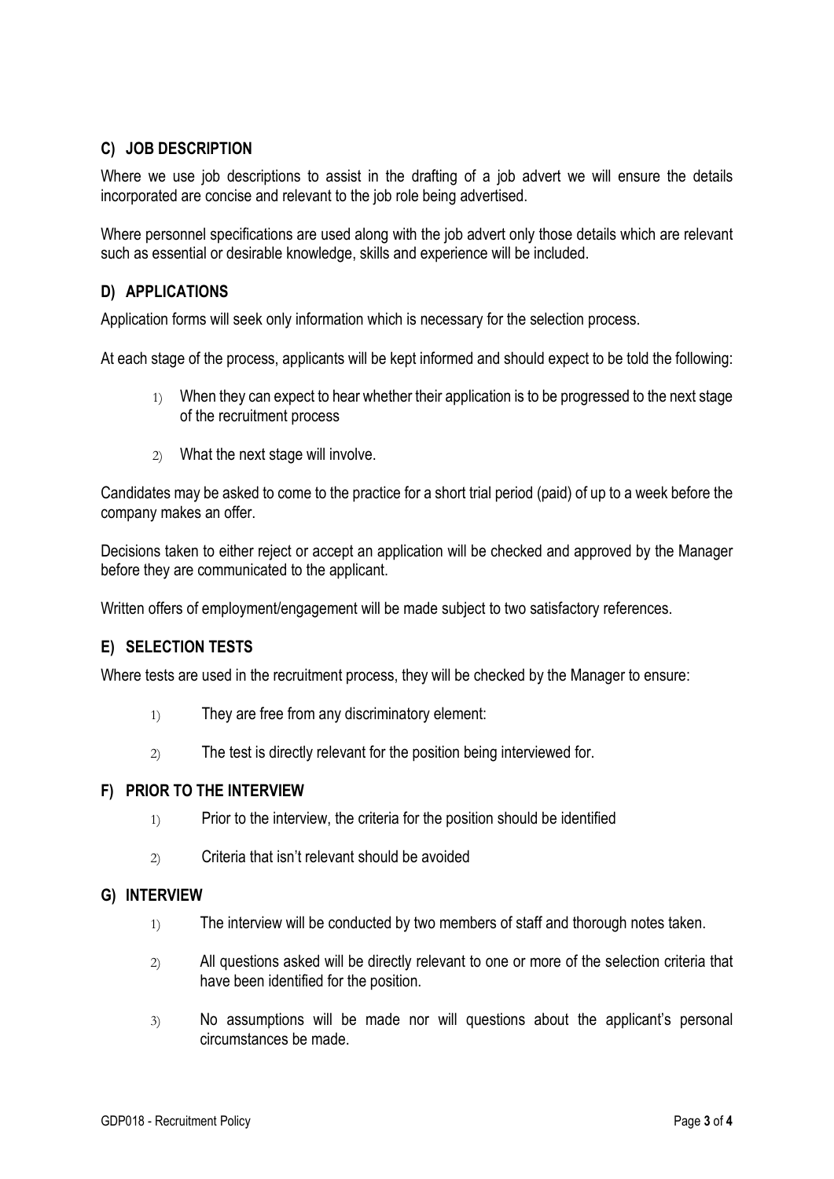## C) JOB DESCRIPTION

Where we use job descriptions to assist in the drafting of a job advert we will ensure the details incorporated are concise and relevant to the job role being advertised.

Where personnel specifications are used along with the job advert only those details which are relevant such as essential or desirable knowledge, skills and experience will be included.

## D) APPLICATIONS

Application forms will seek only information which is necessary for the selection process.

At each stage of the process, applicants will be kept informed and should expect to be told the following:

1) When they can expect to hear whether their application is to be progressed to the next stage of the recruitment process
2) What the next stage will involve.

Candidates may be asked to come to the practice for a short trial period (paid) of up to a week before the company makes an offer.

Decisions taken to either reject or accept an application will be checked and approved by the Manager before they are communicated to the applicant.

Written offers of employment/engagement will be made subject to two satisfactory references.

## E) SELECTION TESTS

Where tests are used in the recruitment process, they will be checked by the Manager to ensure:

1) They are free from any discriminatory element:
2) The test is directly relevant for the position being interviewed for.

## F) PRIOR TO THE INTERVIEW

1) Prior to the interview, the criteria for the position should be identified
2) Criteria that isn't relevant should be avoided

## G) INTERVIEW

1) The interview will be conducted by two members of staff and thorough notes taken.
2) All questions asked will be directly relevant to one or more of the selection criteria that have been identified for the position.
3) No assumptions will be made nor will questions about the applicant's personal circumstances be made.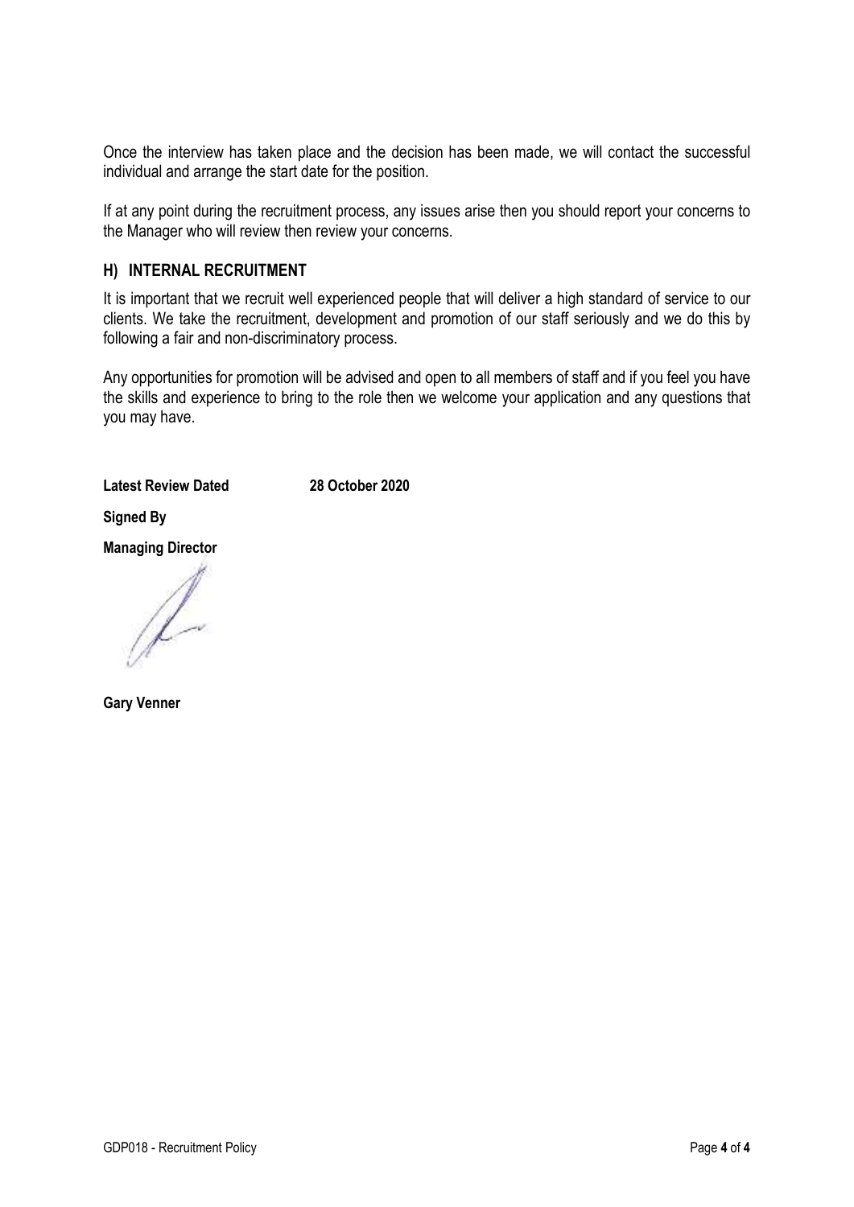Once the interview has taken place and the decision has been made, we will contact the successful individual and arrange the start date for the position.

If at any point during the recruitment process, any issues arise then you should report your concerns to the Manager who will review then review your concerns.

### H) INTERNAL RECRUITMENT

It is important that we recruit well experienced people that will deliver a high standard of service to our clients. We take the recruitment, development and promotion of our staff seriously and we do this by following a fair and non-discriminatory process.

Any opportunities for promotion will be advised and open to all members of staff and if you feel you have the skills and experience to bring to the role then we welcome your application and any questions that you may have.

**Latest Review Dated** **28 October 2020**

**Signed By**

**Managing Director**

**Gary Venner**